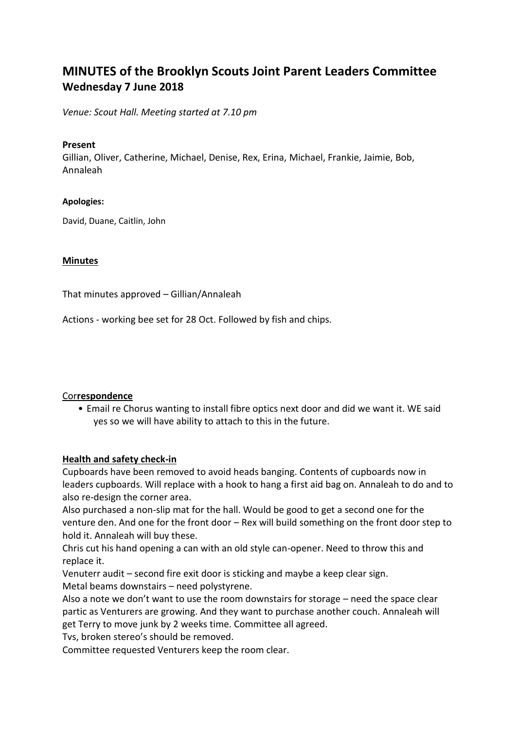# MINUTES of the Brooklyn Scouts Joint Parent Leaders Committee
## Wednesday 7 June 2018

*Venue: Scout Hall. Meeting started at 7.10 pm*

**Present**

Gillian, Oliver, Catherine, Michael, Denise, Rex, Erina, Michael, Frankie, Jaimie, Bob, Annaleah

**Apologies:**

David, Duane, Caitlin, John

**Minutes**

That minutes approved – Gillian/Annaleah

Actions - working bee set for 28 Oct. Followed by fish and chips.

Cor**respondence**

- Email re Chorus wanting to install fibre optics next door and did we want it. WE said yes so we will have ability to attach to this in the future.

**Health and safety check-in**

Cupboards have been removed to avoid heads banging. Contents of cupboards now in leaders cupboards. Will replace with a hook to hang a first aid bag on. Annaleah to do and to also re-design the corner area.

Also purchased a non-slip mat for the hall. Would be good to get a second one for the venture den. And one for the front door – Rex will build something on the front door step to hold it. Annaleah will buy these.

Chris cut his hand opening a can with an old style can-opener. Need to throw this and replace it.

Venuterr audit – second fire exit door is sticking and maybe a keep clear sign.

Metal beams downstairs – need polystyrene.

Also a note we don't want to use the room downstairs for storage – need the space clear partic as Venturers are growing. And they want to purchase another couch. Annaleah will get Terry to move junk by 2 weeks time. Committee all agreed.

Tvs, broken stereo's should be removed.

Committee requested Venturers keep the room clear.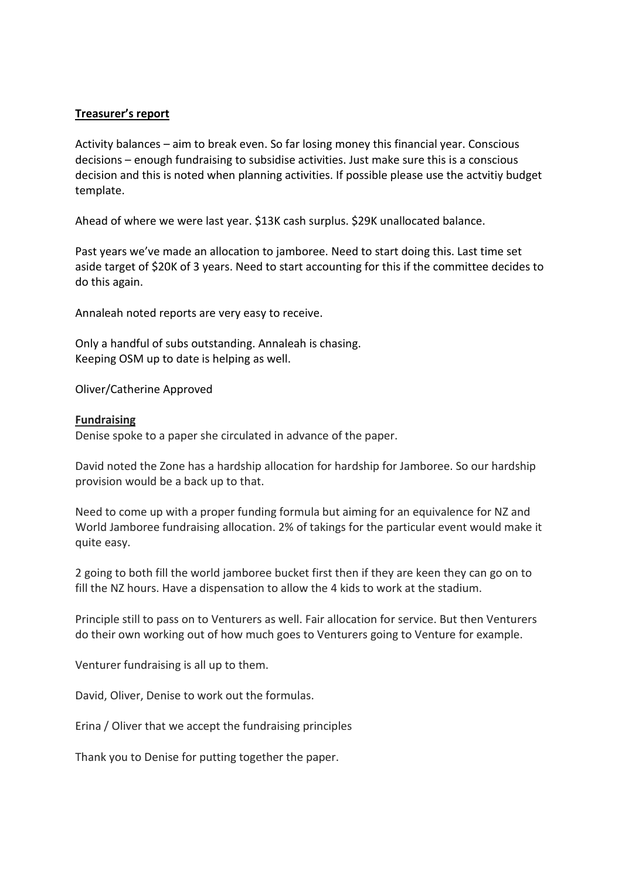**Treasurer's report**

Activity balances – aim to break even. So far losing money this financial year. Conscious decisions – enough fundraising to subsidise activities. Just make sure this is a conscious decision and this is noted when planning activities. If possible please use the actvitiy budget template.

Ahead of where we were last year. $13K cash surplus. $29K unallocated balance.

Past years we've made an allocation to jamboree. Need to start doing this. Last time set aside target of $20K of 3 years. Need to start accounting for this if the committee decides to do this again.

Annaleah noted reports are very easy to receive.

Only a handful of subs outstanding. Annaleah is chasing.
Keeping OSM up to date is helping as well.

Oliver/Catherine Approved

**Fundraising**

Denise spoke to a paper she circulated in advance of the paper.

David noted the Zone has a hardship allocation for hardship for Jamboree. So our hardship provision would be a back up to that.

Need to come up with a proper funding formula but aiming for an equivalence for NZ and World Jamboree fundraising allocation. 2% of takings for the particular event would make it quite easy.

2 going to both fill the world jamboree bucket first then if they are keen they can go on to fill the NZ hours. Have a dispensation to allow the 4 kids to work at the stadium.

Principle still to pass on to Venturers as well. Fair allocation for service. But then Venturers do their own working out of how much goes to Venturers going to Venture for example.

Venturer fundraising is all up to them.

David, Oliver, Denise to work out the formulas.

Erina / Oliver that we accept the fundraising principles

Thank you to Denise for putting together the paper.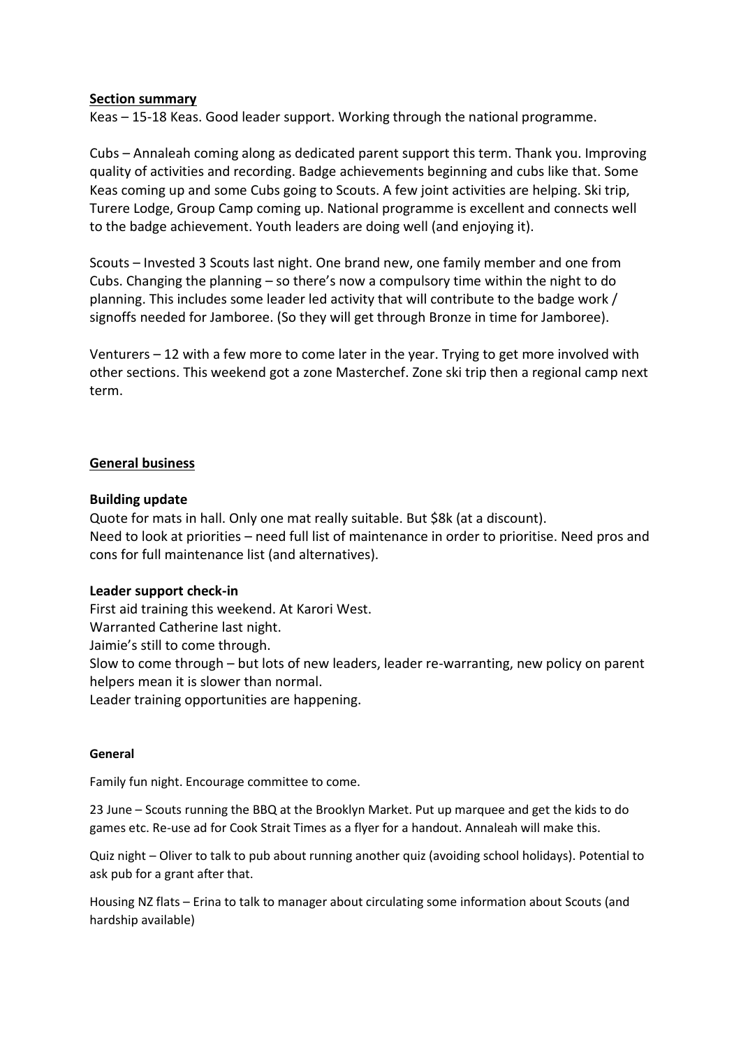**Section summary**

Keas – 15-18 Keas. Good leader support. Working through the national programme.

Cubs – Annaleah coming along as dedicated parent support this term. Thank you. Improving quality of activities and recording. Badge achievements beginning and cubs like that. Some Keas coming up and some Cubs going to Scouts. A few joint activities are helping. Ski trip, Turere Lodge, Group Camp coming up. National programme is excellent and connects well to the badge achievement. Youth leaders are doing well (and enjoying it).

Scouts – Invested 3 Scouts last night. One brand new, one family member and one from Cubs. Changing the planning – so there's now a compulsory time within the night to do planning. This includes some leader led activity that will contribute to the badge work / signoffs needed for Jamboree. (So they will get through Bronze in time for Jamboree).

Venturers – 12 with a few more to come later in the year. Trying to get more involved with other sections. This weekend got a zone Masterchef. Zone ski trip then a regional camp next term.

**General business**

**Building update**

Quote for mats in hall. Only one mat really suitable. But $8k (at a discount).
Need to look at priorities – need full list of maintenance in order to prioritise. Need pros and cons for full maintenance list (and alternatives).

**Leader support check-in**

First aid training this weekend. At Karori West.
Warranted Catherine last night.
Jaimie's still to come through.
Slow to come through – but lots of new leaders, leader re-warranting, new policy on parent helpers mean it is slower than normal.
Leader training opportunities are happening.

**General**

Family fun night. Encourage committee to come.

23 June – Scouts running the BBQ at the Brooklyn Market. Put up marquee and get the kids to do games etc. Re-use ad for Cook Strait Times as a flyer for a handout. Annaleah will make this.

Quiz night – Oliver to talk to pub about running another quiz (avoiding school holidays). Potential to ask pub for a grant after that.

Housing NZ flats – Erina to talk to manager about circulating some information about Scouts (and hardship available)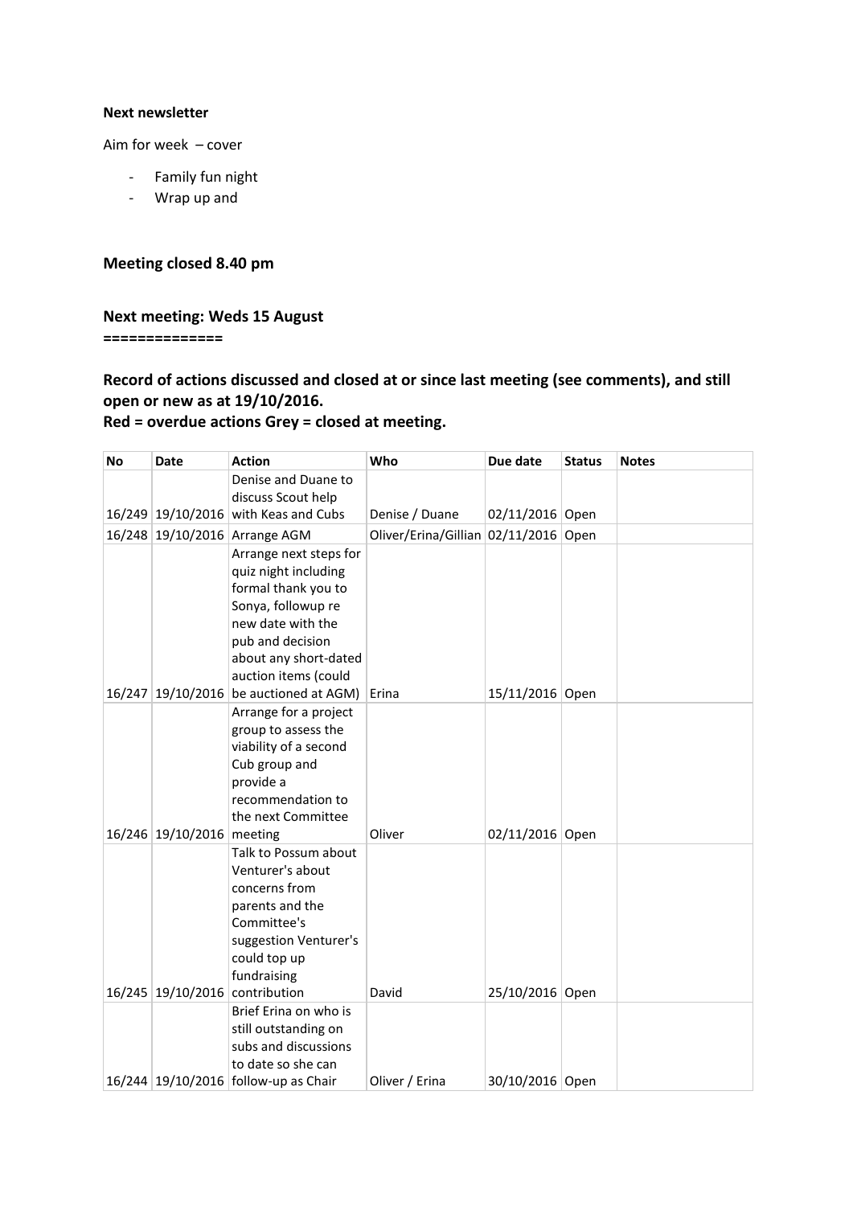**Next newsletter**

Aim for week – cover

- Family fun night
- Wrap up and

### Meeting closed 8.40 pm

### Next meeting: Weds 15 August

**==============**

### Record of actions discussed and closed at or since last meeting (see comments), and still open or new as at 19/10/2016.
### Red = overdue actions Grey = closed at meeting.

| No | Date | Action | Who | Due date | Status | Notes |
|---|---|---|---|---|---|---|
| 16/249 | 19/10/2016 | Denise and Duane to discuss Scout help with Keas and Cubs | Denise / Duane | 02/11/2016 | Open | |
| 16/248 | 19/10/2016 | Arrange AGM | Oliver/Erina/Gillian | 02/11/2016 | Open | |
| 16/247 | 19/10/2016 | Arrange next steps for quiz night including formal thank you to Sonya, followup re new date with the pub and decision about any short-dated auction items (could be auctioned at AGM) | Erina | 15/11/2016 | Open | |
| 16/246 | 19/10/2016 | Arrange for a project group to assess the viability of a second Cub group and provide a recommendation to the next Committee meeting | Oliver | 02/11/2016 | Open | |
| 16/245 | 19/10/2016 | Talk to Possum about Venturer's about concerns from parents and the Committee's suggestion Venturer's could top up fundraising contribution | David | 25/10/2016 | Open | |
| 16/244 | 19/10/2016 | Brief Erina on who is still outstanding on subs and discussions to date so she can follow-up as Chair | Oliver / Erina | 30/10/2016 | Open | |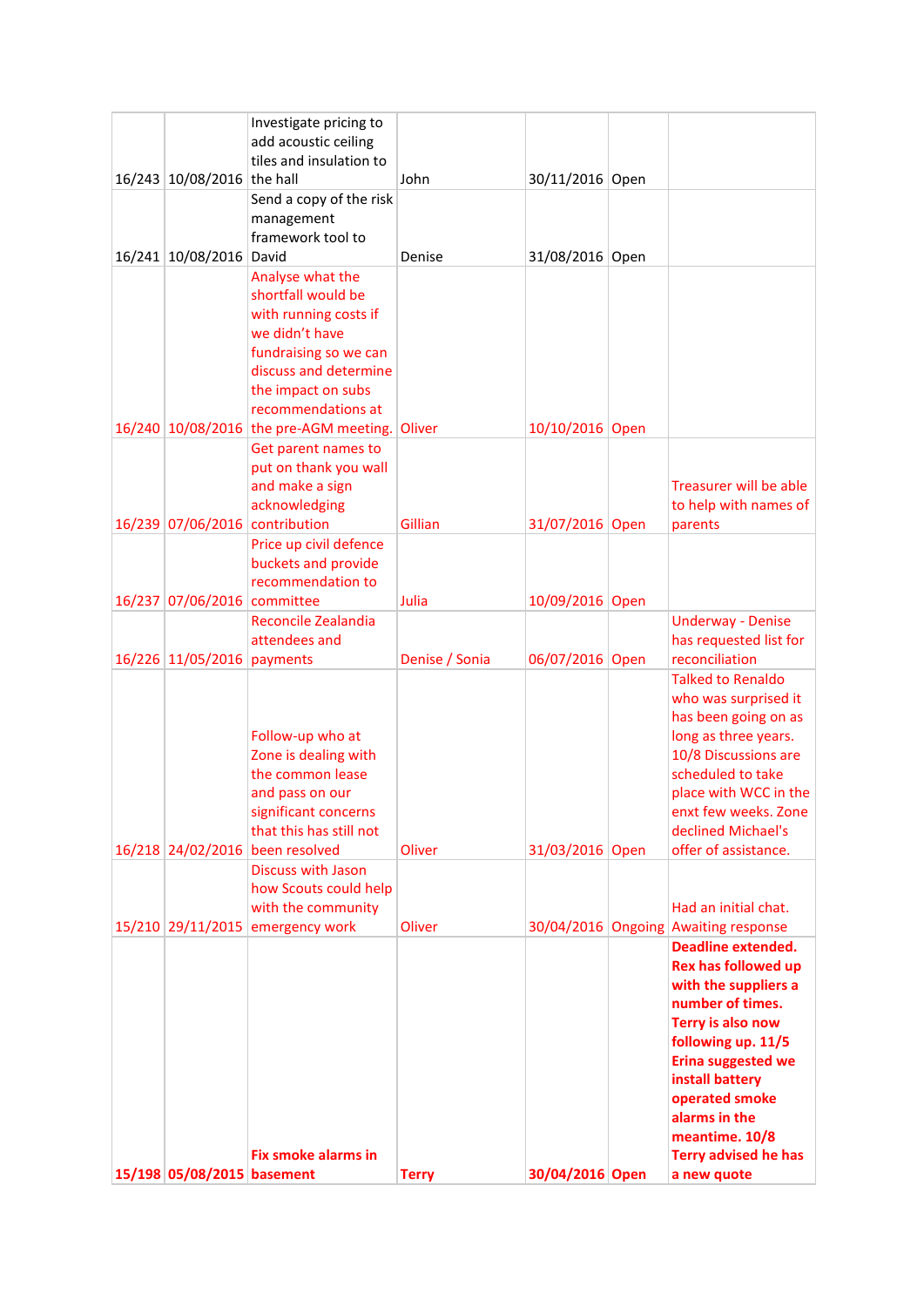| | | | | | | |
|---|---|---|---|---|---|---|
| 16/243 | 10/08/2016 | Investigate pricing to add acoustic ceiling tiles and insulation to the hall | John | 30/11/2016 | Open | |
| 16/241 | 10/08/2016 | Send a copy of the risk management framework tool to David | Denise | 31/08/2016 | Open | |
| 16/240 | 10/08/2016 | Analyse what the shortfall would be with running costs if we didn't have fundraising so we can discuss and determine the impact on subs recommendations at the pre-AGM meeting. | Oliver | 10/10/2016 | Open | |
| 16/239 | 07/06/2016 | Get parent names to put on thank you wall and make a sign acknowledging contribution | Gillian | 31/07/2016 | Open | Treasurer will be able to help with names of parents |
| 16/237 | 07/06/2016 | Price up civil defence buckets and provide recommendation to committee | Julia | 10/09/2016 | Open | |
| 16/226 | 11/05/2016 | Reconcile Zealandia attendees and payments | Denise / Sonia | 06/07/2016 | Open | Underway - Denise has requested list for reconciliation |
| 16/218 | 24/02/2016 | Follow-up who at Zone is dealing with the common lease and pass on our significant concerns that this has still not been resolved | Oliver | 31/03/2016 | Open | Talked to Renaldo who was surprised it has been going on as long as three years. 10/8 Discussions are scheduled to take place with WCC in the enxt few weeks. Zone declined Michael's offer of assistance. |
| 15/210 | 29/11/2015 | Discuss with Jason how Scouts could help with the community emergency work | Oliver | 30/04/2016 | Ongoing | Had an initial chat. Awaiting response |
| **15/198** | **05/08/2015** | **Fix smoke alarms in basement** | **Terry** | **30/04/2016** | **Open** | **Deadline extended. Rex has followed up with the suppliers a number of times. Terry is also now following up. 11/5 Erina suggested we install battery operated smoke alarms in the meantime. 10/8 Terry advised he has a new quote** |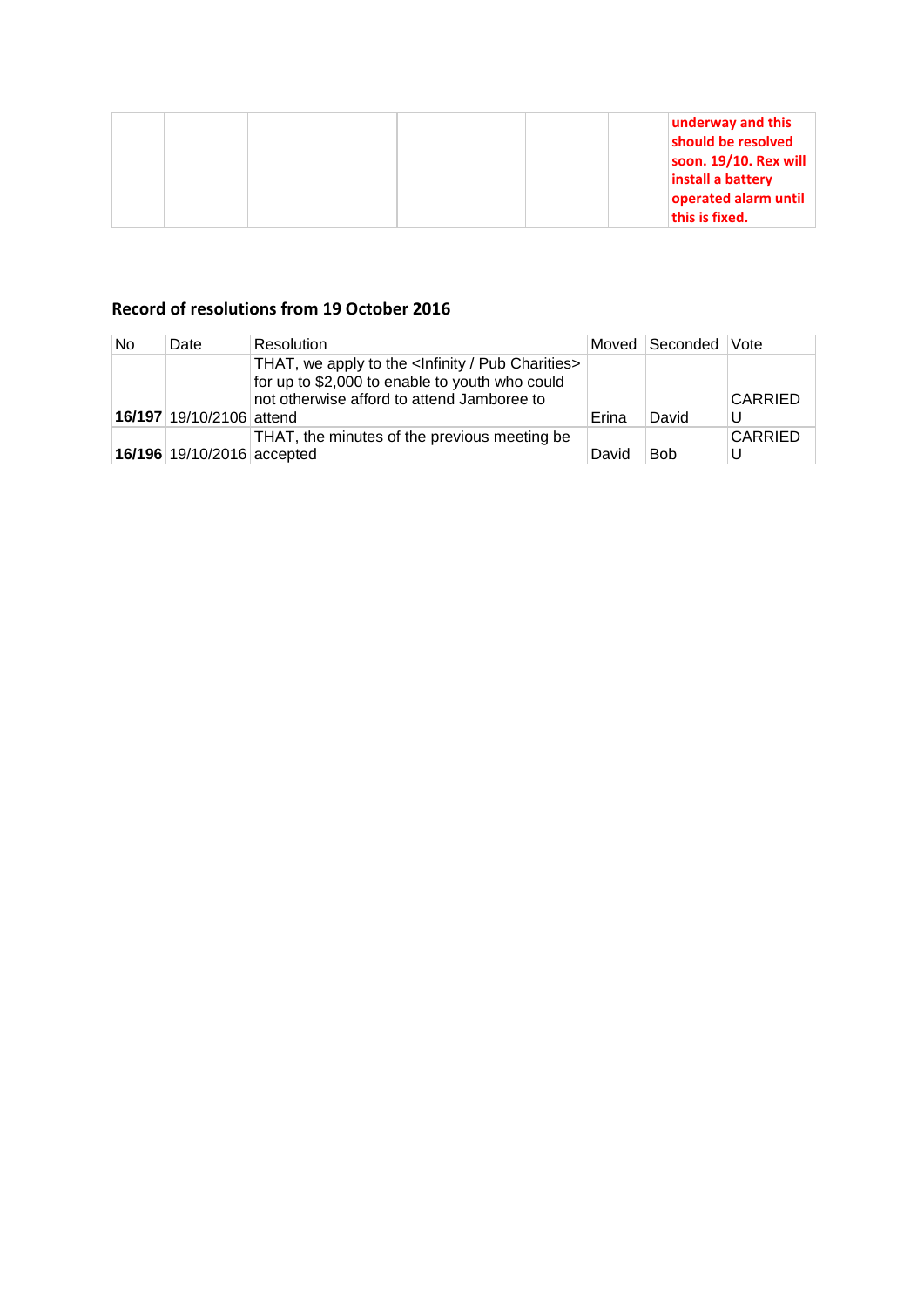| | | | | | | |
|---|---|---|---|---|---|---|
| | | | | | | **underway and this should be resolved soon. 19/10. Rex will install a battery operated alarm until this is fixed.** |

**Record of resolutions from 19 October 2016**

| No | Date | Resolution | Moved | Seconded | Vote |
|---|---|---|---|---|---|
| **16/197** | 19/10/2106 | THAT, we apply to the <Infinity / Pub Charities> for up to $2,000 to enable to youth who could not otherwise afford to attend Jamboree to attend | Erina | David | CARRIED U |
| **16/196** | 19/10/2016 | THAT, the minutes of the previous meeting be accepted | David | Bob | CARRIED U |